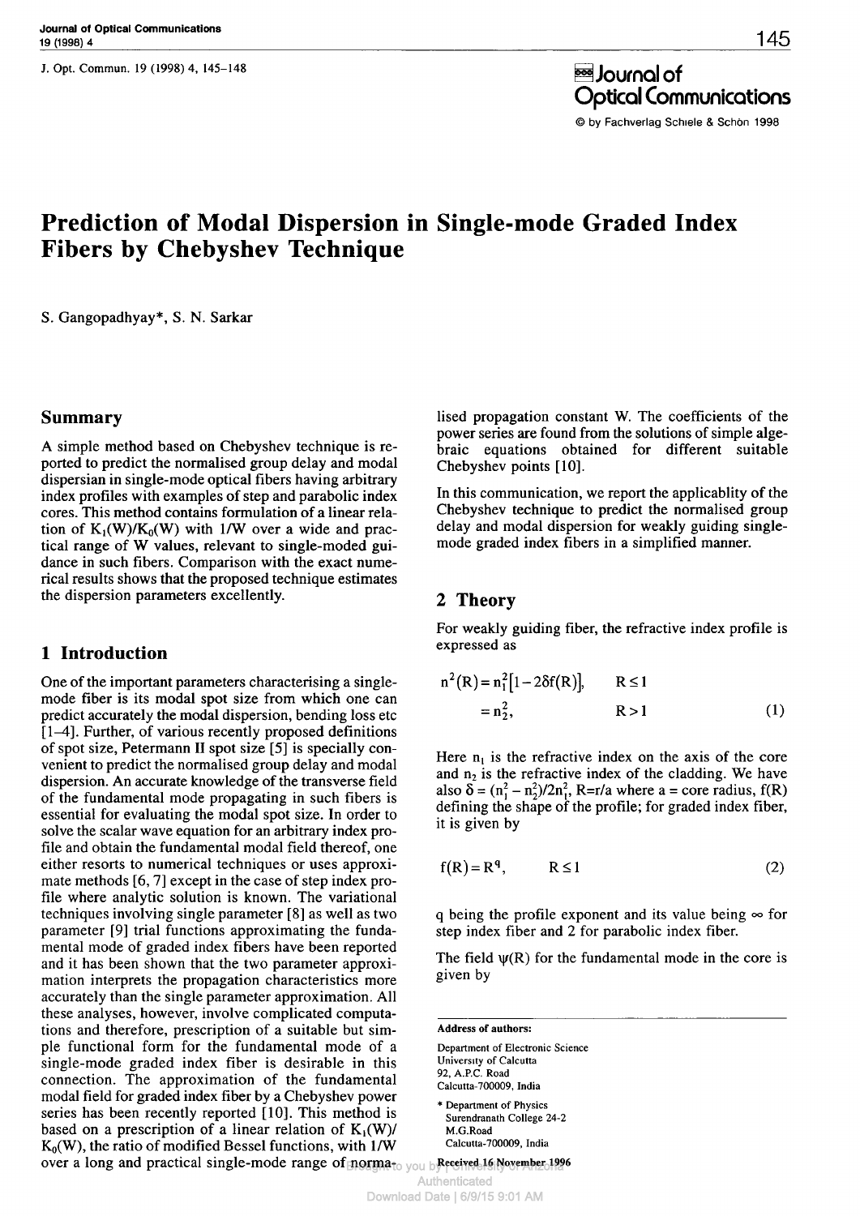# Prediction of Modal Dispersion in Single-mode Graded Index Fibers by Chebyshev Technique

S. Gangopadhyay*, S. N. Sarkar

## Summary

A simple method based on Chebyshev technique is reported to predict the normalised group delay and modal dispersian in single-mode optical fibers having arbitrary index profiles with examples of step and parabolic index cores. This method contains formulation of a linear relation of $K_1(W)/K_0(W)$ with $1/W$ over a wide and practical range of W values, relevant to single-moded guidance in such fibers. Comparison with the exact numerical results shows that the proposed technique estimates the dispersion parameters excellently.

## 1 Introduction

One of the important parameters characterising a single-mode fiber is its modal spot size from which one can predict accurately the modal dispersion, bending loss etc [1–4]. Further, of various recently proposed definitions of spot size, Petermann II spot size [5] is specially convenient to predict the normalised group delay and modal dispersion. An accurate knowledge of the transverse field of the fundamental mode propagating in such fibers is essential for evaluating the modal spot size. In order to solve the scalar wave equation for an arbitrary index profile and obtain the fundamental modal field thereof, one either resorts to numerical techniques or uses approximate methods [6, 7] except in the case of step index profile where analytic solution is known. The variational techniques involving single parameter [8] as well as two parameter [9] trial functions approximating the fundamental mode of graded index fibers have been reported and it has been shown that the two parameter approximation interprets the propagation characteristics more accurately than the single parameter approximation. All these analyses, however, involve complicated computations and therefore, prescription of a suitable but simple functional form for the fundamental mode of a single-mode graded index fiber is desirable in this connection. The approximation of the fundamental modal field for graded index fiber by a Chebyshev power series has been recently reported [10]. This method is based on a prescription of a linear relation of $K_1(W)/K_0(W)$, the ratio of modified Bessel functions, with $1/W$ over a long and practical single-mode range of normalised propagation constant W. The coefficients of the power series are found from the solutions of simple algebraic equations obtained for different suitable Chebyshev points [10].

In this communication, we report the applicablity of the Chebyshev technique to predict the normalised group delay and modal dispersion for weakly guiding single-mode graded index fibers in a simplified manner.

## 2 Theory

For weakly guiding fiber, the refractive index profile is expressed as

$$n^2(R) = n_1^2[1 - 2\delta f(R)], \qquad R \leq 1$$
$$= n_2^2, \qquad R > 1 \qquad (1)$$

Here $n_1$ is the refractive index on the axis of the core and $n_2$ is the refractive index of the cladding. We have also $\delta = (n_1^2 - n_2^2)/2n_1^2$, $R = r/a$ where a = core radius, f(R) defining the shape of the profile; for graded index fiber, it is given by

$$f(R) = R^q, \qquad R \leq 1 \qquad (2)$$

q being the profile exponent and its value being $\infty$ for step index fiber and 2 for parabolic index fiber.

The field $\psi(R)$ for the fundamental mode in the core is given by

**Address of authors:**

Department of Electronic Science
University of Calcutta
92, A.P.C. Road
Calcutta-700009, India

* Department of Physics
Surendranath College 24-2
M.G.Road
Calcutta-700009, India

Received 16 November 1996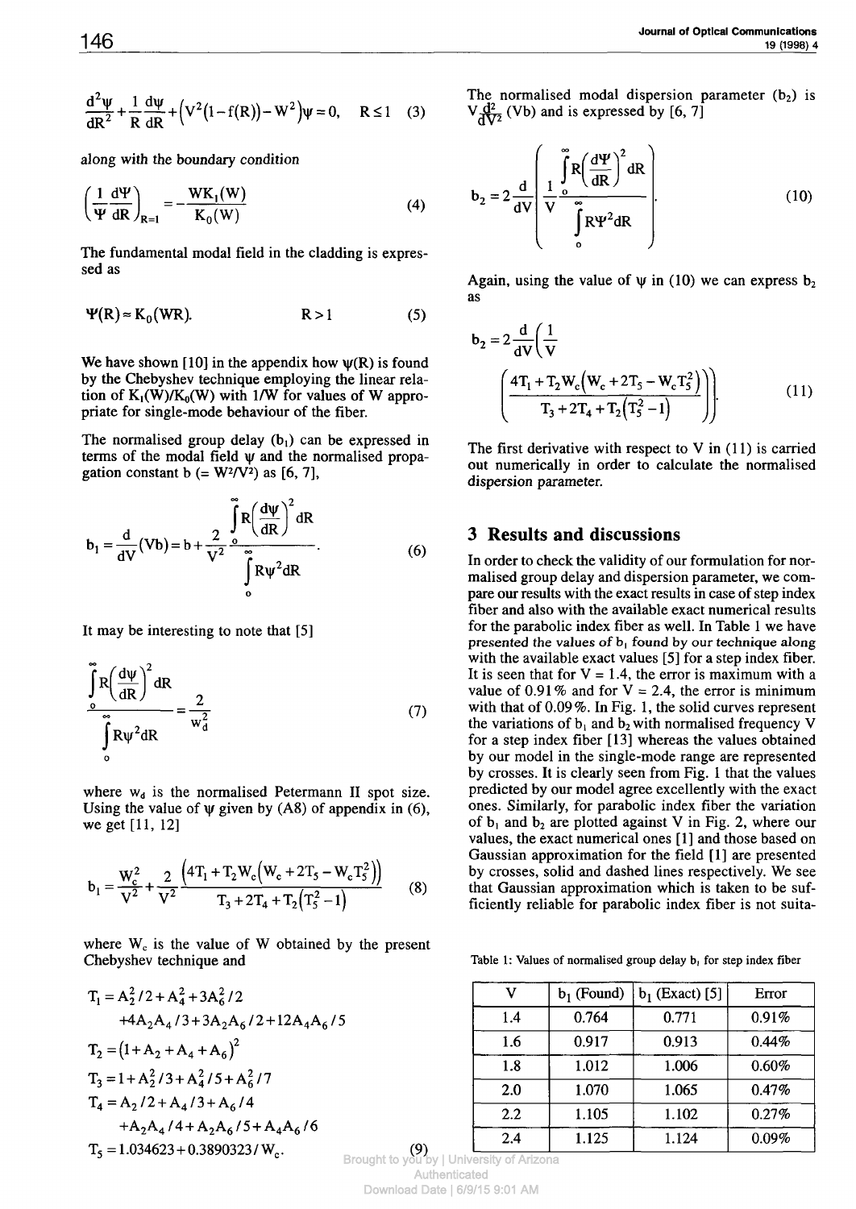$$\frac{d^2\psi}{dR^2}+\frac{1}{R}\frac{d\psi}{dR}+\left(V^2(1-f(R))-W^2\right)\psi=0, \quad R\leq 1 \quad (3)$$

along with the boundary condition

$$\left(\frac{1}{\Psi}\frac{d\Psi}{dR}\right)_{R=1}=-\frac{WK_1(W)}{K_0(W)} \quad (4)$$

The fundamental modal field in the cladding is expressed as

$$\Psi(R)\approx K_0(WR). \quad R>1 \quad (5)$$

We have shown [10] in the appendix how $\psi(R)$ is found by the Chebyshev technique employing the linear relation of $K_1(W)/K_0(W)$ with $1/W$ for values of W appropriate for single-mode behaviour of the fiber.

The normalised group delay ($b_1$) can be expressed in terms of the modal field $\psi$ and the normalised propagation constant b ($= W^2/V^2$) as [6, 7],

$$b_1=\frac{d}{dV}(Vb)=b+\frac{2}{V^2}\frac{\int_0^\infty R\left(\frac{d\psi}{dR}\right)^2 dR}{\int_0^\infty R\psi^2 dR}. \quad (6)$$

It may be interesting to note that [5]

$$\frac{\int_0^\infty R\left(\frac{d\psi}{dR}\right)^2 dR}{\int_0^\infty R\psi^2 dR}=\frac{2}{w_d^2} \quad (7)$$

where $w_d$ is the normalised Petermann II spot size. Using the value of $\psi$ given by (A8) of appendix in (6), we get [11, 12]

$$b_1=\frac{W_c^2}{V^2}+\frac{2}{V^2}\frac{\left(4T_1+T_2W_c\left(W_c+2T_5-W_cT_5^2\right)\right)}{T_3+2T_4+T_2\left(T_5^2-1\right)} \quad (8)$$

where $W_c$ is the value of W obtained by the present Chebyshev technique and

$$\begin{aligned}
T_1&=A_2^2/2+A_4^2+3A_6^2/2\\
&\quad+4A_2A_4/3+3A_2A_6/2+12A_4A_6/5\\
T_2&=\left(1+A_2+A_4+A_6\right)^2\\
T_3&=1+A_2^2/3+A_4^2/5+A_6^2/7\\
T_4&=A_2/2+A_4/3+A_6/4\\
&\quad+A_2A_4/4+A_2A_6/5+A_4A_6/6\\
T_5&=1.034623+0.3890323/W_c.
\end{aligned} \quad (9)$$

The normalised modal dispersion parameter ($b_2$) is $V\frac{d^2}{dV^2}(Vb)$ and is expressed by [6, 7]

$$b_2=2\frac{d}{dV}\left(\frac{1}{V}\frac{\int_0^\infty R\left(\frac{d\Psi}{dR}\right)^2 dR}{\int_0^\infty R\Psi^2 dR}\right). \quad (10)$$

Again, using the value of $\psi$ in (10) we can express $b_2$ as

$$b_2=2\frac{d}{dV}\left(\frac{1}{V}\left(\frac{4T_1+T_2W_c\left(W_c+2T_5-W_cT_5^2\right)}{T_3+2T_4+T_2\left(T_5^2-1\right)}\right)\right). \quad (11)$$

The first derivative with respect to V in (11) is carried out numerically in order to calculate the normalised dispersion parameter.

## 3 Results and discussions

In order to check the validity of our formulation for normalised group delay and dispersion parameter, we compare our results with the exact results in case of step index fiber and also with the available exact numerical results for the parabolic index fiber as well. In Table 1 we have presented the values of $b_1$ found by our technique along with the available exact values [5] for a step index fiber. It is seen that for V = 1.4, the error is maximum with a value of 0.91% and for V = 2.4, the error is minimum with that of 0.09%. In Fig. 1, the solid curves represent the variations of $b_1$ and $b_2$ with normalised frequency V for a step index fiber [13] whereas the values obtained by our model in the single-mode range are represented by crosses. It is clearly seen from Fig. 1 that the values predicted by our model agree excellently with the exact ones. Similarly, for parabolic index fiber the variation of $b_1$ and $b_2$ are plotted against V in Fig. 2, where our values, the exact numerical ones [1] and those based on Gaussian approximation for the field [1] are presented by crosses, solid and dashed lines respectively. We see that Gaussian approximation which is taken to be sufficiently reliable for parabolic index fiber is not suita-

Table 1: Values of normalised group delay $b_1$ for step index fiber

| V | $b_1$ (Found) | $b_1$ (Exact) [5] | Error |
|---|---|---|---|
| 1.4 | 0.764 | 0.771 | 0.91% |
| 1.6 | 0.917 | 0.913 | 0.44% |
| 1.8 | 1.012 | 1.006 | 0.60% |
| 2.0 | 1.070 | 1.065 | 0.47% |
| 2.2 | 1.105 | 1.102 | 0.27% |
| 2.4 | 1.125 | 1.124 | 0.09% |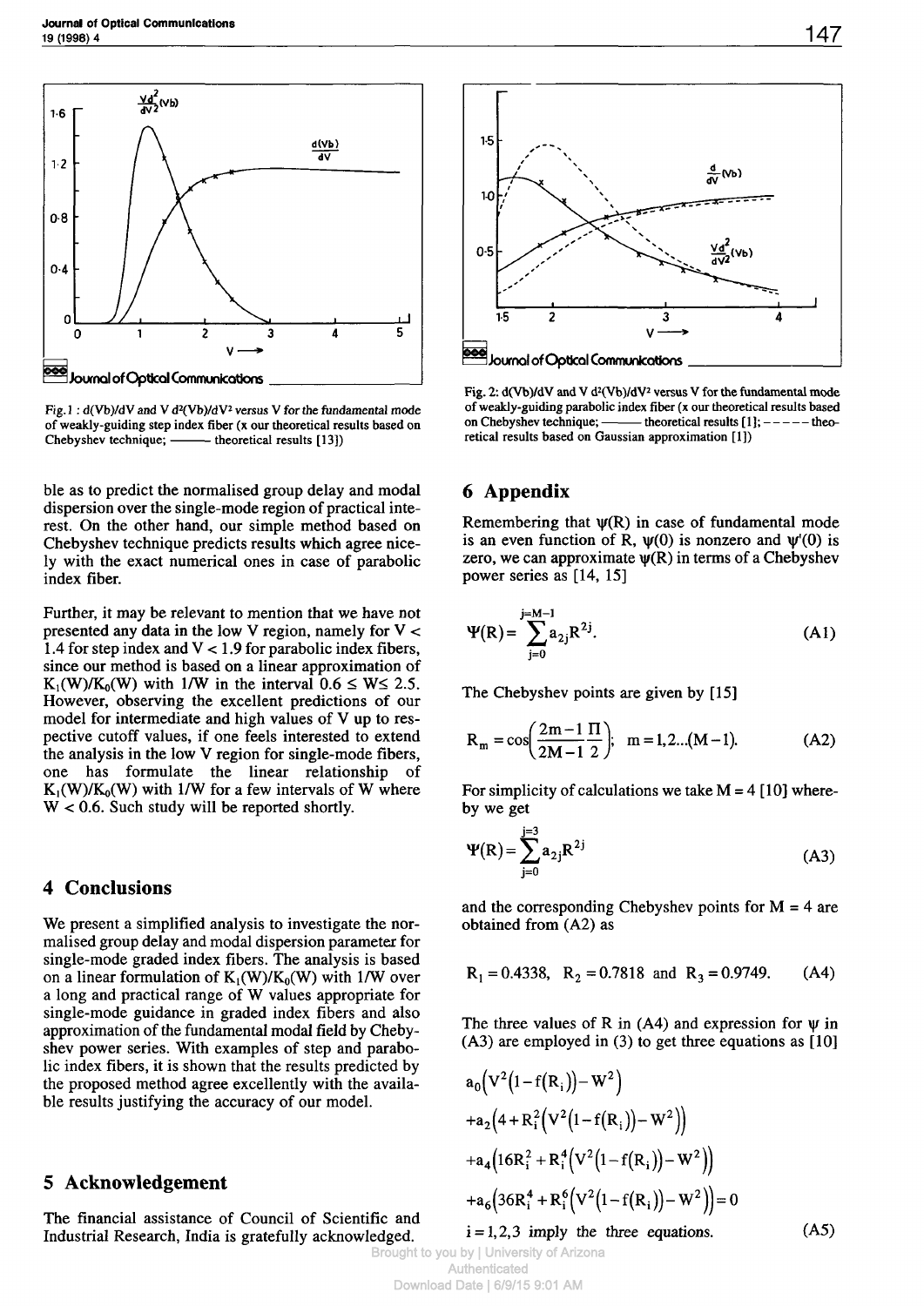Fig. 1 : d(Vb)/dV and V d²(Vb)/dV² versus V for the fundamental mode of weakly-guiding step index fiber (x our theoretical results based on Chebyshev technique; ——— theoretical results [13])

Fig. 2: d(Vb)/dV and V d²(Vb)/dV² versus V for the fundamental mode of weakly-guiding parabolic index fiber (x our theoretical results based on Chebyshev technique; ——— theoretical results [1]; – – – – – theoretical results based on Gaussian approximation [1])

ble as to predict the normalised group delay and modal dispersion over the single-mode region of practical interest. On the other hand, our simple method based on Chebyshev technique predicts results which agree nicely with the exact numerical ones in case of parabolic index fiber.

Further, it may be relevant to mention that we have not presented any data in the low V region, namely for $V < 1.4$ for step index and $V < 1.9$ for parabolic index fibers, since our method is based on a linear approximation of $K_1(W)/K_0(W)$ with $1/W$ in the interval $0.6 \leq W \leq 2.5$. However, observing the excellent predictions of our model for intermediate and high values of V up to respective cutoff values, if one feels interested to extend the analysis in the low V region for single-mode fibers, one has formulate the linear relationship of $K_1(W)/K_0(W)$ with $1/W$ for a few intervals of W where $W < 0.6$. Such study will be reported shortly.

## 4 Conclusions

We present a simplified analysis to investigate the normalised group delay and modal dispersion parameter for single-mode graded index fibers. The analysis is based on a linear formulation of $K_1(W)/K_0(W)$ with $1/W$ over a long and practical range of W values appropriate for single-mode guidance in graded index fibers and also approximation of the fundamental modal field by Chebyshev power series. With examples of step and parabolic index fibers, it is shown that the results predicted by the proposed method agree excellently with the available results justifying the accuracy of our model.

## 5 Acknowledgement

The financial assistance of Council of Scientific and Industrial Research, India is gratefully acknowledged.

## 6 Appendix

Remembering that $\psi(R)$ in case of fundamental mode is an even function of R, $\psi(0)$ is nonzero and $\psi'(0)$ is zero, we can approximate $\psi(R)$ in terms of a Chebyshev power series as [14, 15]

$$\Psi(R) = \sum_{j=0}^{j=M-1} a_{2j} R^{2j}. \tag{A1}$$

The Chebyshev points are given by [15]

$$R_m = \cos\left(\frac{2m-1}{2M-1}\frac{\Pi}{2}\right); \quad m = 1, 2 \ldots (M-1). \tag{A2}$$

For simplicity of calculations we take $M = 4$ [10] whereby we get

$$\Psi(R) = \sum_{j=0}^{j=3} a_{2j} R^{2j} \tag{A3}$$

and the corresponding Chebyshev points for $M = 4$ are obtained from (A2) as

$$R_1 = 0.4338, \quad R_2 = 0.7818 \text{ and } R_3 = 0.9749. \tag{A4}$$

The three values of R in (A4) and expression for $\psi$ in (A3) are employed in (3) to get three equations as [10]

$$\begin{aligned}
&a_0\left(V^2\left(1-f(R_i)\right)-W^2\right) \\
&+a_2\left(4+R_i^2\left(V^2\left(1-f(R_i)\right)-W^2\right)\right) \\
&+a_4\left(16R_i^2+R_i^4\left(V^2\left(1-f(R_i)\right)-W^2\right)\right) \\
&+a_6\left(36R_i^4+R_i^6\left(V^2\left(1-f(R_i)\right)-W^2\right)\right)=0
\end{aligned}$$

$i = 1, 2, 3$ imply the three equations. (A5)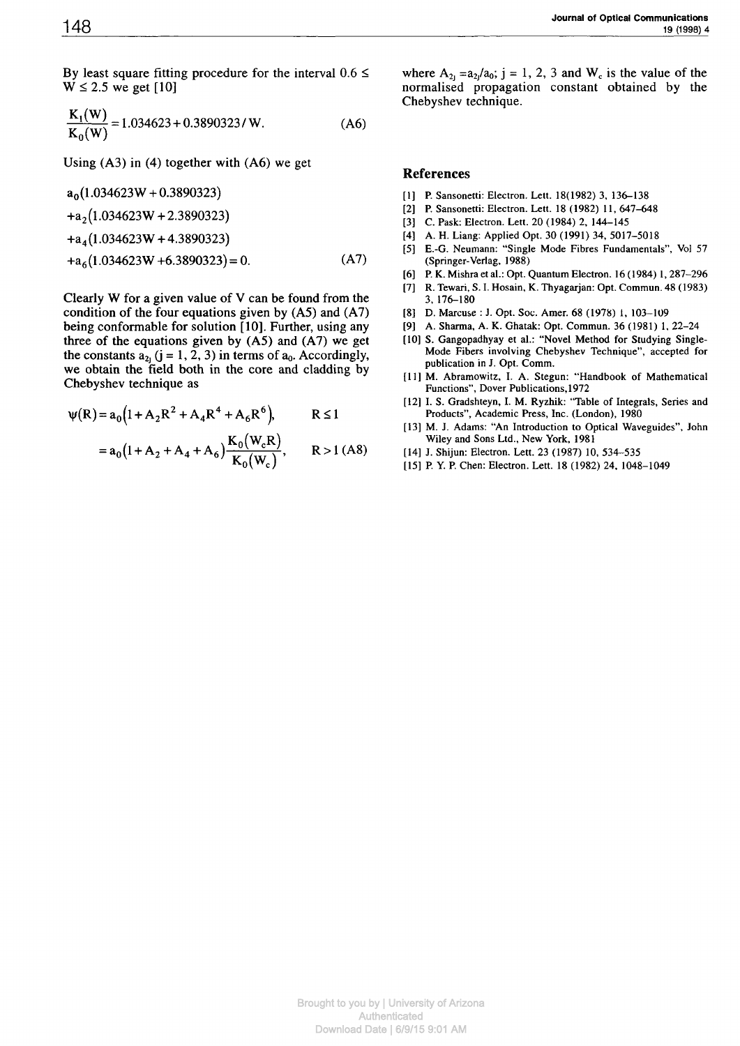By least square fitting procedure for the interval $0.6 \le W \le 2.5$ we get [10]

$$\frac{K_1(W)}{K_0(W)} = 1.034623 + 0.3890323/W. \tag{A6}$$

Using (A3) in (4) together with (A6) we get

$$\begin{aligned}
&a_0(1.034623W + 0.3890323) \\
&+a_2(1.034623W + 2.3890323) \\
&+a_4(1.034623W + 4.3890323) \\
&+a_6(1.034623W + 6.3890323) = 0.
\end{aligned} \tag{A7}$$

Clearly W for a given value of V can be found from the condition of the four equations given by (A5) and (A7) being conformable for solution [10]. Further, using any three of the equations given by (A5) and (A7) we get the constants $a_{2j}$ ($j = 1, 2, 3$) in terms of $a_0$. Accordingly, we obtain the field both in the core and cladding by Chebyshev technique as

$$\begin{aligned}
\psi(R) &= a_0\left(1 + A_2R^2 + A_4R^4 + A_6R^6\right), && R \le 1 \\
&= a_0\left(1 + A_2 + A_4 + A_6\right)\frac{K_0(W_cR)}{K_0(W_c)}, && R > 1
\end{aligned} \tag{A8}$$

where $A_{2j} = a_{2j}/a_0$; $j = 1, 2, 3$ and $W_c$ is the value of the normalised propagation constant obtained by the Chebyshev technique.

## References

[1] P. Sansonetti: Electron. Lett. 18(1982) 3, 136–138

[2] P. Sansonetti: Electron. Lett. 18 (1982) 11, 647–648

[3] C. Pask: Electron. Lett. 20 (1984) 2, 144–145

[4] A. H. Liang: Applied Opt. 30 (1991) 34, 5017–5018

[5] E.-G. Neumann: "Single Mode Fibres Fundamentals", Vol 57 (Springer-Verlag, 1988)

[6] P. K. Mishra et al.: Opt. Quantum Electron. 16 (1984) 1, 287–296

[7] R. Tewari, S. I. Hosain, K. Thyagarjan: Opt. Commun. 48 (1983) 3, 176–180

[8] D. Marcuse : J. Opt. Soc. Amer. 68 (1978) 1, 103–109

[9] A. Sharma, A. K. Ghatak: Opt. Commun. 36 (1981) 1, 22–24

[10] S. Gangopadhyay et al.: "Novel Method for Studying Single-Mode Fibers involving Chebyshev Technique", accepted for publication in J. Opt. Comm.

[11] M. Abramowitz, I. A. Stegun: "Handbook of Mathematical Functions", Dover Publications,1972

[12] I. S. Gradshteyn, I. M. Ryzhik: "Table of Integrals, Series and Products", Academic Press, Inc. (London), 1980

[13] M. J. Adams: "An Introduction to Optical Waveguides", John Wiley and Sons Ltd., New York, 1981

[14] J. Shijun: Electron. Lett. 23 (1987) 10, 534–535

[15] P. Y. P. Chen: Electron. Lett. 18 (1982) 24, 1048–1049